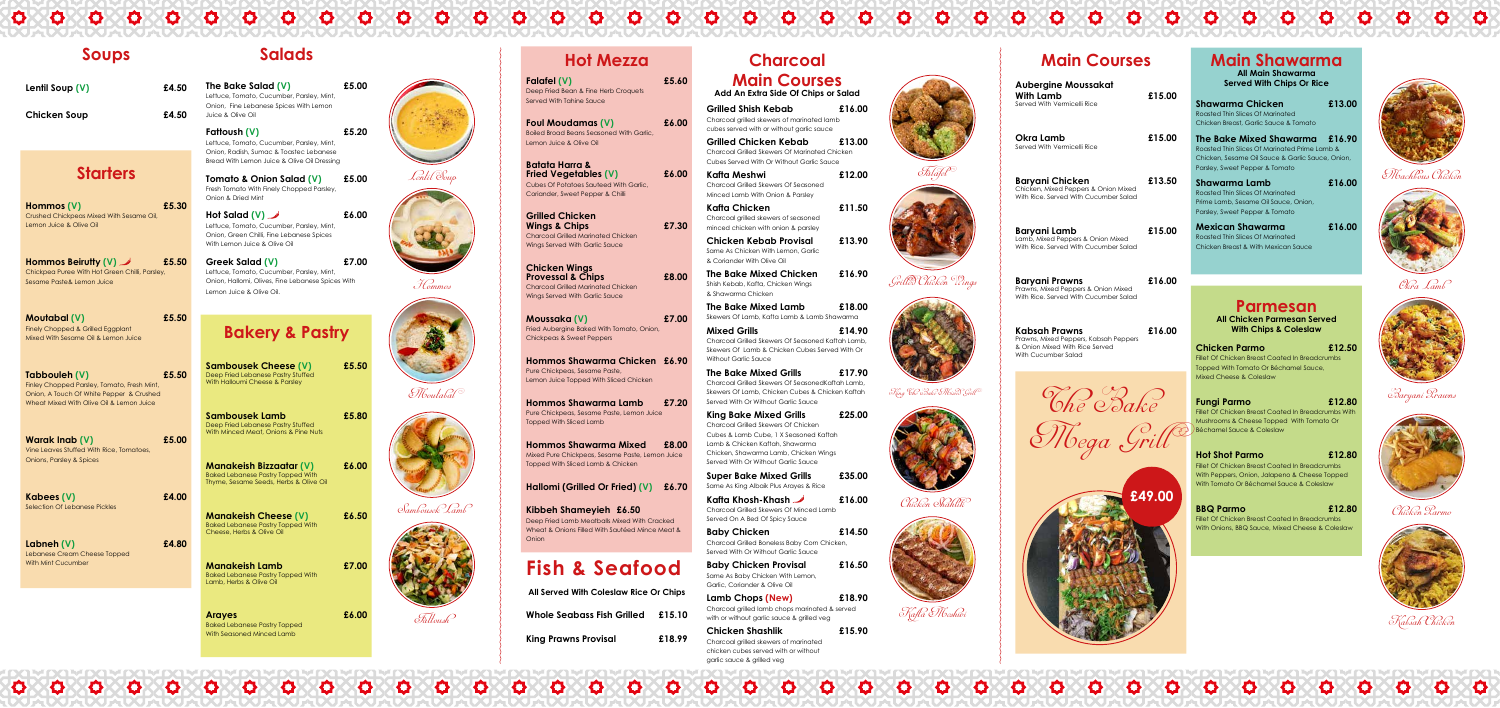## Soups

**Lentil Soup (V)** £4.50

**Chicken Soup** £4.50

## Starters

**Hommos (V)** £5.30
Crushed Chickpeas Mixed With Sesame Oil, Lemon Juice & Olive Oil

**Hommos Beiruity (V)** £5.50
Chickpea Puree With Hot Green Chilli, Parsley, Sesame Paste& Lemon Juice

**Moutabal (V)** £5.50
Finely Chopped & Grilled Eggplant Mixed With Sesame Oil & Lemon Juice

**Tabbouleh (V)** £5.50
Finley Chopped Parsley, Tomato, Fresh Mint, Onion, A Touch Of White Pepper & Crushed Wheat Mixed With Olive Oil & Lemon Juice

**Warak Inab (V)** £5.00
Vine Leaves Stuffed With Rice, Tomatoes, Onions, Parsley & Spices

**Kabees (V)** £4.00
Selection Of Lebanese Pickles

**Labneh (V)** £4.80
Lebanese Cream Cheese Topped With Mint Cucumber

## Salads

**The Bake Salad (V)** £5.00
Lettuce, Tomato, Cucumber, Parsley, Mint, Onion, Fine Lebanese Spices With Lemon Juice & Olive Oil

**Fattoush (V)** £5.20
Lettuce, Tomato, Cucumber, Parsley, Mint, Onion, Radish, Sumac & Toastec Lebanese Bread With Lemon Juice & Olive Oil Dressing

**Tomato & Onion Salad (V)** £5.00
Fresh Tomato With Finely Chopped Parsley, Onion & Dried Mint

**Hot Salad (V)** £6.00
Lettuce, Tomato, Cucumber, Parsley, Mint, Onion, Green Chilli, Fine Lebanese Spices With Lemon Juice & Olive Oil

**Greek Salad (V)** £7.00
Lettuce, Tomato, Cucumber, Parsley, Mint, Onion, Halloumi, Olives, Fine Lebanese Spices With Lemon Juice & Olive Oil.

## Bakery & Pastry

**Sambousek Cheese (V)** £5.50
Deep Fried Lebanese Pastry Stuffed With Halloumi Cheese & Parsley

**Sambousek Lamb** £5.80
Deep Fried Lebanese Pastry Stuffed With Minced Meat, Onions & Pine Nuts

**Manakeish Bizzaatar (V)** £6.00
Baked Lebanese Pastry Topped With Thyme, Sesame Seeds, Herbs & Olive Oil

**Manakeish Cheese (V)** £6.50
Baked Lebanese Pastry Topped With Cheese, Herbs & Olive Oil

**Manakeish Lamb** £7.00
Baked Lebanese Pastry Topped With Lamb, Herbs & Olive Oil

**Arayes** £6.00
Baked Lebanese Pastry Topped With Seasoned Minced Lamb

Lentil Soup

Hommos

Moutabal

Sambousek Lamb

Fattoush

## Hot Mezza

**Falafel (V)** £5.60
Deep Fried Bean & Fine Herb Croquets Served With Tahine Sauce

**Foul Moudamas (V)** £6.00
Boiled Broad Beans Seasoned With Garlic, Lemon Juice & Olive Oil

**Batata Harra & Fried Vegetables (V)** £6.00
Cubes Of Potatoes Sauteed With Garlic, Coriander, Sweet Pepper & Chilli

**Grilled Chicken Wings & Chips** £7.30
Charcoal Grilled Marinated Chicken Wings Served With Garlic Sauce

**Chicken Wings Provessal & Chips** £8.00
Charcoal Grilled Marinated Chicken Wings Served With Garlic Sauce

**Moussaka (V)** £7.00
Fried Aubergine Baked With Tomato, Onion, Chickpeas & Sweet Peppers

**Hommos Shawarma Chicken** £6.90
Pure Chickpeas, Sesame Paste, Lemon Juice Topped With Sliced Chicken

**Hommos Shawarma Lamb** £7.20
Pure Chickpeas, Sesame Paste, Lemon Juice Topped With Sliced Lamb

**Hommos Shawarma Mixed** £8.00
Mixed Pure Chickpeas, Sesame Paste, Lemon Juice Topped With Sliced Lamb & Chicken

**Hallomi (Grilled Or Fried) (V)** £6.70

**Kibbeh Shameyieh** £6.50
Deep Fried Lamb Meatballs Mixed With Cracked Wheat & Onions Filled With Sauthed Mince Meat & Onion

## Fish & Seafood

All Served With Coleslaw Rice Or Chips

**Whole Seabass Fish Grilled** £15.10

**King Prawns Provisal** £18.99

## Charcoal Main Courses

Add An Extra Side Of Chips or Salad

**Grilled Shish Kebab** £16.00
Charcoal grilled skewers of marinated lamb cubes served with or without garlic sauce

**Grilled Chicken Kebab** £13.00
Charcoal Grilled Skewers Of Marinated Chicken Cubes Served With Or Without Garlic Sauce

**Kafta Meshwi** £12.00
Charcoal Grilled Skewers Of Seasoned Minced Lamb With Onion & Parsley

**Kafta Chicken** £11.50
Charcoal grilled skewers of seasoned minced chicken with onion & parsley

**Chicken Kebab Provisal** £13.90
Same As Chicken With Lemon, Garlic & Coriander With Olive Oil

**The Bake Mixed Chicken** £16.90
Shish Kebab, Kafta, Chicken Wings & Shawarma Chicken

**The Bake Mixed Lamb** £18.00
Skewers Of Lamb, Kafta Lamb & Lamb Shawarma

**Mixed Grills** £14.90
Charcoal Grilled Skewers Of Seasoned Kaftah Lamb, Skewers Of Lamb & Chicken Cubes Served With Or Without Garlic Sauce

**The Bake Mixed Grills** £17.90
Charcoal Grilled Skewers Of SeasonedKaftah Lamb, Skewers Of Lamb, Chicken Cubes & Chicken Kaftah Served With Or Without Garlic Sauce

**King Bake Mixed Grills** £25.00
Charcoal Grilled Skewers Of Chicken Cubes & Lamb Cube, 1 X Seasoned Kaftah Lamb & Chicken Kaftah, Shawarma Chicken, Shawarma Lamb, Chicken Wings Served With Or Without Garlic Sauce

**Super Bake Mixed Grills** £35.00
Same As King Alboik Plus Arayes & Rice

**Kafta Khosh-Khash** £16.00
Charcoal Grilled Skewers Of Minced Lamb Served On A Bed Of Spicy Sauce

**Baby Chicken** £14.50
Charcoal Grilled Boneless Baby Corn Chicken, Served With Or Without Garlic Sauce

**Baby Chicken Provisal** £16.50
Same As Baby Chicken With Lemon, Garlic, Coriander & Olive Oil

**Lamb Chops (New)** £18.90
Charcoal grilled lamb chops marinated & served with or without garlic sauce & grilled veg

**Chicken Shashlik** £15.90
Charcoal grilled skewers of marinated chicken cubes served with or without garlic sauce & grilled veg

Falafel

Grilled Chicken Wings

King The Bake Mixed Grill

Chicken Shashlik

Kafta Meshwi

## Main Courses

**Aubergine Moussakat With Lamb** £15.00
Served With Vermicelli Rice

**Okra Lamb** £15.00
Served With Vermicelli Rice

**Baryani Chicken** £13.50
Chicken, Mixed Peppers & Onion Mixed With Rice. Served With Cucumber Salad

**Baryani Lamb** £15.00
Lamb, Mixed Peppers & Onion Mixed With Rice. Served With Cucumber Salad

**Baryani Prawns** £16.00
Prawns, Mixed Peppers & Onion Mixed With Rice. Served With Cucumber Salad

**Kabsah Prawns** £16.00
Prawns, Mixed Peppers, Kabsah Peppers & Onion Mixed With Rice Served With Cucumber Salad

The Bake Mega Grill £49.00

## Main Shawarma

All Main Shawarma Served With Chips Or Rice

**Shawarma Chicken** £13.00
Roasted Thin Slices Of Marinated Chicken Breast, Garlic Sauce & Tomato

**The Bake Mixed Shawarma** £16.90
Roasted Thin Slices Of Marinated Prime Lamb & Chicken, Sesame Oil Sauce & Garlic Sauce, Onion, Parsley, Sweet Pepper & Tomato

**Shawarma Lamb** £16.00
Roasted Thin Slices Of Marinated Prime Lamb, Sesame Oil Sauce, Onion, Parsley, Sweet Pepper & Tomato

**Mexican Shawarma** £16.00
Roasted Thin Slices Of Marinated Chicken Breast & With Mexican Sauce

## Parmesan

All Chicken Parmesan Served With Chips & Coleslaw

**Chicken Parmo** £12.50
Fillet Of Chicken Breast Coated In Breadcrumbs Topped With Tomato Or Béchamel Sauce, Mixed Cheese & Coleslaw

**Fungi Parmo** £12.80
Fillet Of Chicken Breast Coated In Breadcrumbs With Mushrooms & Cheese Topped With Tomato Or Béchamel Sauce & Coleslaw

**Hot Shot Parmo** £12.80
Fillet Of Chicken Breast Coated In Breadcrumbs With Peppers, Onion, Jalapeno & Cheese Topped With Tomato Or Béchamel Sauce & Coleslaw

**BBQ Parmo** £12.80
Fillet Of Chicken Breast Coated In Breadcrumbs With Onions, BBQ Sauce, Mixed Cheese & Coleslaw

Machbous Chicken

Okra Lamb

Baryani Prawns

Chicken Parmo

Kabsah Chicken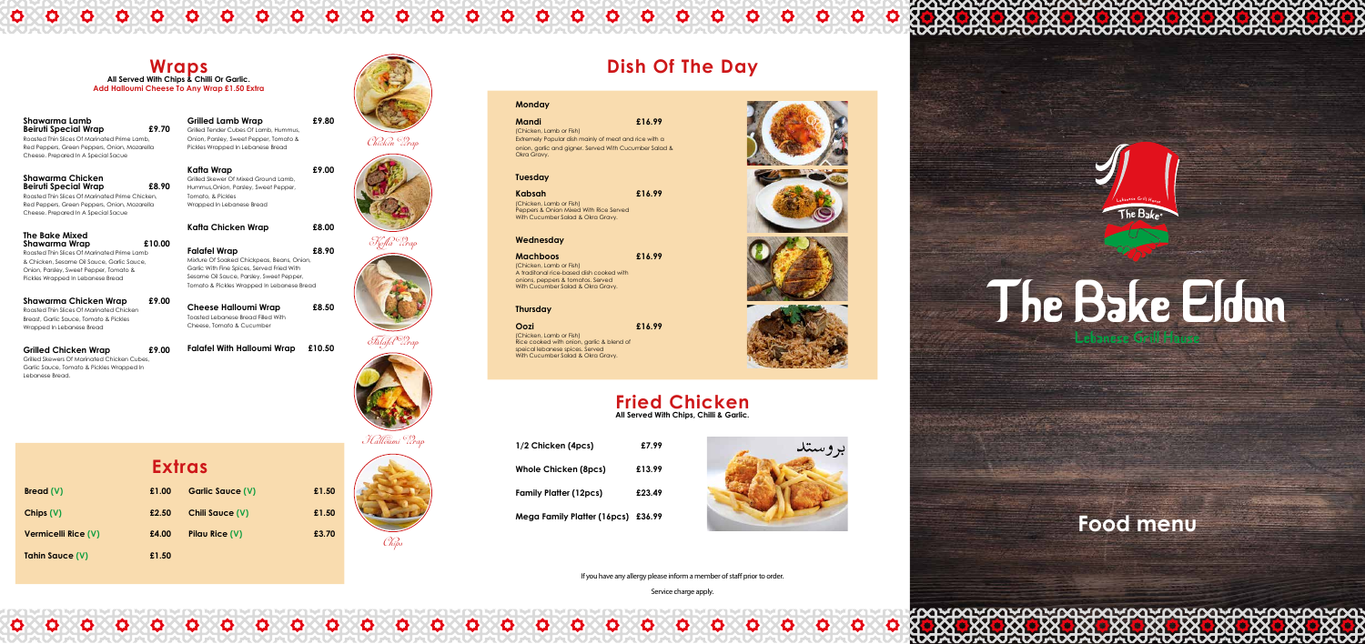## Wraps

**All Served With Chips & Chilli Or Garlic.**
**Add Halloumi Cheese To Any Wrap £1.50 Extra**

**Shawarma Lamb Beiruti Special Wrap** — **£9.70**
Roasted Thin Slices Of Marinated Prime Lamb, Red Peppers, Green Peppers, Onion, Mozarella Cheese, Prepared In A Special Sacue

**Shawarma Chicken Beiruti Special Wrap** — **£8.90**
Roasted Thin Slices Of Marinated Prime Chicken, Red Peppers, Green Peppers, Onion, Mozarella Cheese, Prepared In A Special Sacue

**The Bake Mixed Shawarma Wrap** — **£10.00**
Roasted Thin Slices Of Marinated Prime Lamb & Chicken, Sesame Oil Sauce, Garlic Sauce, Onion, Parsley, Sweet Pepper, Tomato & Pickles Wrapped In Lebanese Bread

**Shawarma Chicken Wrap** — **£9.00**
Roasted Thin Slices Of Marinated Chicken Breast, Garlic Sauce, Tomato & Pickles Wrapped In Lebanese Bread

**Grilled Chicken Wrap** — **£9.00**
Grilled Skewers Of Marinated Chicken Cubes, Garlic Sauce, Tomato & Pickles Wrapped In Lebanese Bread.

**Grilled Lamb Wrap** — **£9.80**
Grilled Tender Cubes Of Lamb, Hummus, Onion, Parsley, Sweet Pepper, Tomato & Pickles Wrapped In Lebanese Bread

**Kafta Wrap** — **£9.00**
Grilled Skewer Of Mixed Ground Lamb, Hummus,Onion, Parsley, Sweet Pepper, Tomato, & Pickles Wrapped In Lebanese Bread

**Kafta Chicken Wrap** — **£8.00**

**Falafel Wrap** — **£8.90**
Mixture Of Soaked Chickpeas, Beans, Onion, Garlic With Fine Spices, Served Fried With Sesame Oil Sauce, Parsley, Sweet Pepper, Tomato & Pickles Wrapped In Lebanese Bread

**Cheese Halloumi Wrap** — **£8.50**
Toasted Lebanese Bread Filled With Cheese, Tomato & Cucumber

**Falafel With Halloumi Wrap** — **£10.50**

*Chicken Wrap*

*Kafta Wrap*

*Falafel Wrap*

*Halloumi Wrap*

*Chips*

## Extras

| | | | |
|---|---|---|---|
| Bread (V) | £1.00 | Garlic Sauce (V) | £1.50 |
| Chips (V) | £2.50 | Chili Sauce (V) | £1.50 |
| Vermicelli Rice (V) | £4.00 | Pilau Rice (V) | £3.70 |
| Tahin Sauce (V) | £1.50 | | |

## Dish Of The Day

### Monday

**Mandi** — **£16.99**
(Chicken, Lamb or Fish)
Extremely Popular dish mainly of meat and rice with a onion, garlic and gigner. Served With Cucumber Salad & Okra Gravy.

### Tuesday

**Kabsah** — **£16.99**
(Chicken, Lamb or Fish)
Peppers & Onion Mixed With Rice Served With Cucumber Salad & Okra Gravy.

### Wednesday

**Machboos** — **£16.99**
(Chicken, Lamb or Fish)
A traditonal rice-based dish cooked with onions, peppers & tomatos. Served With Cucumber Salad & Okra Gravy.

### Thursday

**Oozi** — **£16.99**
(Chicken, Lamb or Fish)
Rice cooked with onion, garlic & blend of speical lebanese spices. Served With Cucumber Salad & Okra Gravy.

## Fried Chicken

**All Served With Chips, Chilli & Garlic.**

| | |
|---|---|
| 1/2 Chicken (4pcs) | £7.99 |
| Whole Chicken (8pcs) | £13.99 |
| Family Platter (12pcs) | £23.49 |
| Mega Family Platter (16pcs) | £36.99 |

بروستد

If you have any allergy please inform a member of staff prior to order.

Service charge apply.

Lebanese Grill House

The Bake

# The Bake Eldan

Lebanese Grill House

## Food menu